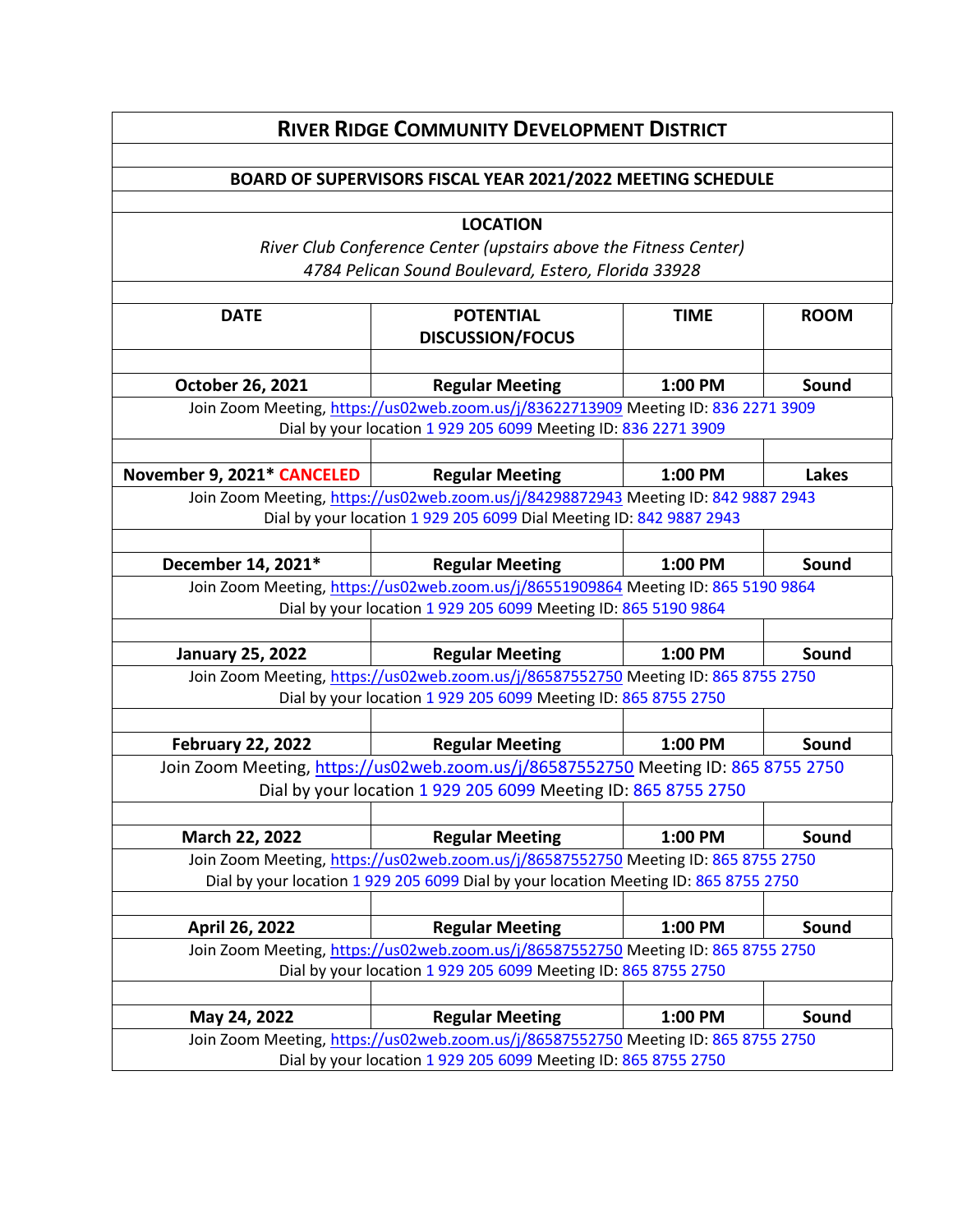# RIVER RIDGE COMMUNITY DEVELOPMENT DISTRICT

## BOARD OF SUPERVISORS FISCAL YEAR 2021/2022 MEETING SCHEDULE

**LOCATION**

*River Club Conference Center (upstairs above the Fitness Center)*
*4784 Pelican Sound Boulevard, Estero, Florida 33928*

| DATE | POTENTIAL DISCUSSION/FOCUS | TIME | ROOM |
|---|---|---|---|
| **October 26, 2021** | **Regular Meeting** | **1:00 PM** | **Sound** |
| Join Zoom Meeting, https://us02web.zoom.us/j/83622713909 Meeting ID: 836 2271 3909<br>Dial by your location 1 929 205 6099 Meeting ID: 836 2271 3909 | | | |
| **November 9, 2021\* CANCELED** | **Regular Meeting** | **1:00 PM** | **Lakes** |
| Join Zoom Meeting, https://us02web.zoom.us/j/84298872943 Meeting ID: 842 9887 2943<br>Dial by your location 1 929 205 6099 Dial Meeting ID: 842 9887 2943 | | | |
| **December 14, 2021\*** | **Regular Meeting** | **1:00 PM** | **Sound** |
| Join Zoom Meeting, https://us02web.zoom.us/j/86551909864 Meeting ID: 865 5190 9864<br>Dial by your location 1 929 205 6099 Meeting ID: 865 5190 9864 | | | |
| **January 25, 2022** | **Regular Meeting** | **1:00 PM** | **Sound** |
| Join Zoom Meeting, https://us02web.zoom.us/j/86587552750 Meeting ID: 865 8755 2750<br>Dial by your location 1 929 205 6099 Meeting ID: 865 8755 2750 | | | |
| **February 22, 2022** | **Regular Meeting** | **1:00 PM** | **Sound** |
| Join Zoom Meeting, https://us02web.zoom.us/j/86587552750 Meeting ID: 865 8755 2750<br>Dial by your location 1 929 205 6099 Meeting ID: 865 8755 2750 | | | |
| **March 22, 2022** | **Regular Meeting** | **1:00 PM** | **Sound** |
| Join Zoom Meeting, https://us02web.zoom.us/j/86587552750 Meeting ID: 865 8755 2750<br>Dial by your location 1 929 205 6099 Dial by your location Meeting ID: 865 8755 2750 | | | |
| **April 26, 2022** | **Regular Meeting** | **1:00 PM** | **Sound** |
| Join Zoom Meeting, https://us02web.zoom.us/j/86587552750 Meeting ID: 865 8755 2750<br>Dial by your location 1 929 205 6099 Meeting ID: 865 8755 2750 | | | |
| **May 24, 2022** | **Regular Meeting** | **1:00 PM** | **Sound** |
| Join Zoom Meeting, https://us02web.zoom.us/j/86587552750 Meeting ID: 865 8755 2750<br>Dial by your location 1 929 205 6099 Meeting ID: 865 8755 2750 | | | |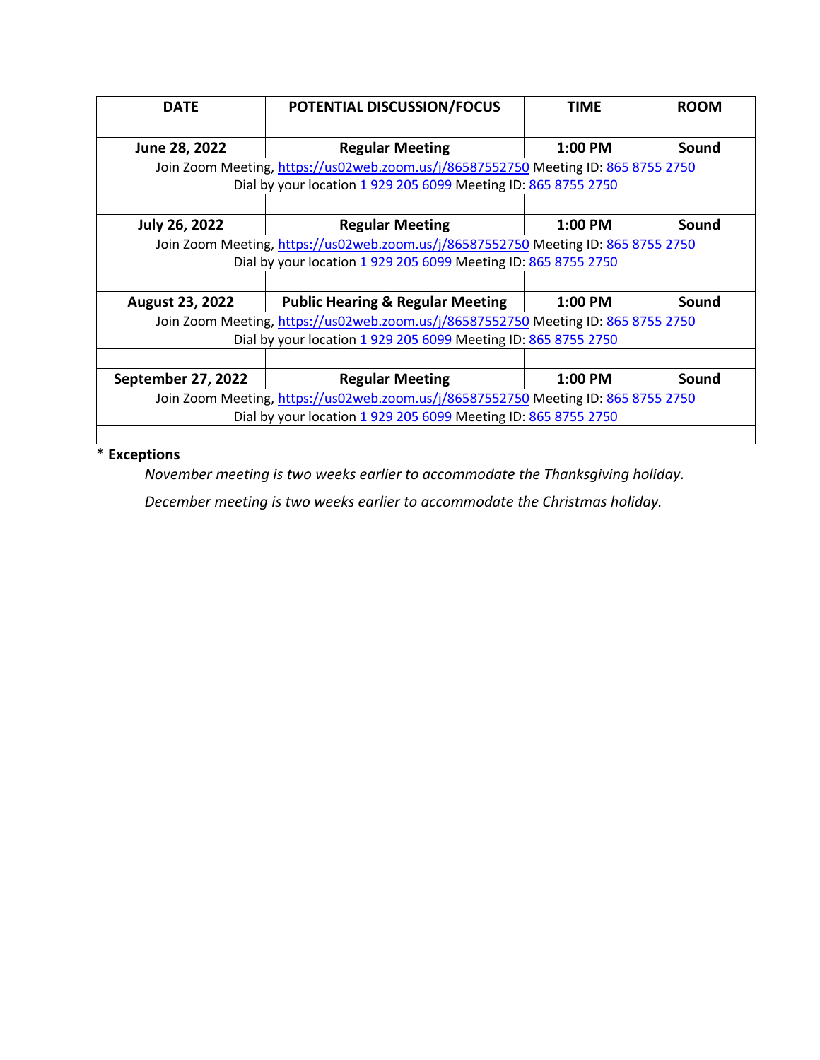| DATE | POTENTIAL DISCUSSION/FOCUS | TIME | ROOM |
|---|---|---|---|
| | | | |
| **June 28, 2022** | **Regular Meeting** | **1:00 PM** | **Sound** |
| Join Zoom Meeting, https://us02web.zoom.us/j/86587552750 Meeting ID: 865 8755 2750<br>Dial by your location 1 929 205 6099 Meeting ID: 865 8755 2750 | | | |
| | | | |
| **July 26, 2022** | **Regular Meeting** | **1:00 PM** | **Sound** |
| Join Zoom Meeting, https://us02web.zoom.us/j/86587552750 Meeting ID: 865 8755 2750<br>Dial by your location 1 929 205 6099 Meeting ID: 865 8755 2750 | | | |
| | | | |
| **August 23, 2022** | **Public Hearing & Regular Meeting** | **1:00 PM** | **Sound** |
| Join Zoom Meeting, https://us02web.zoom.us/j/86587552750 Meeting ID: 865 8755 2750<br>Dial by your location 1 929 205 6099 Meeting ID: 865 8755 2750 | | | |
| | | | |
| **September 27, 2022** | **Regular Meeting** | **1:00 PM** | **Sound** |
| Join Zoom Meeting, https://us02web.zoom.us/j/86587552750 Meeting ID: 865 8755 2750<br>Dial by your location 1 929 205 6099 Meeting ID: 865 8755 2750 | | | |
| | | | |

**\* Exceptions**

*November meeting is two weeks earlier to accommodate the Thanksgiving holiday.*

*December meeting is two weeks earlier to accommodate the Christmas holiday.*